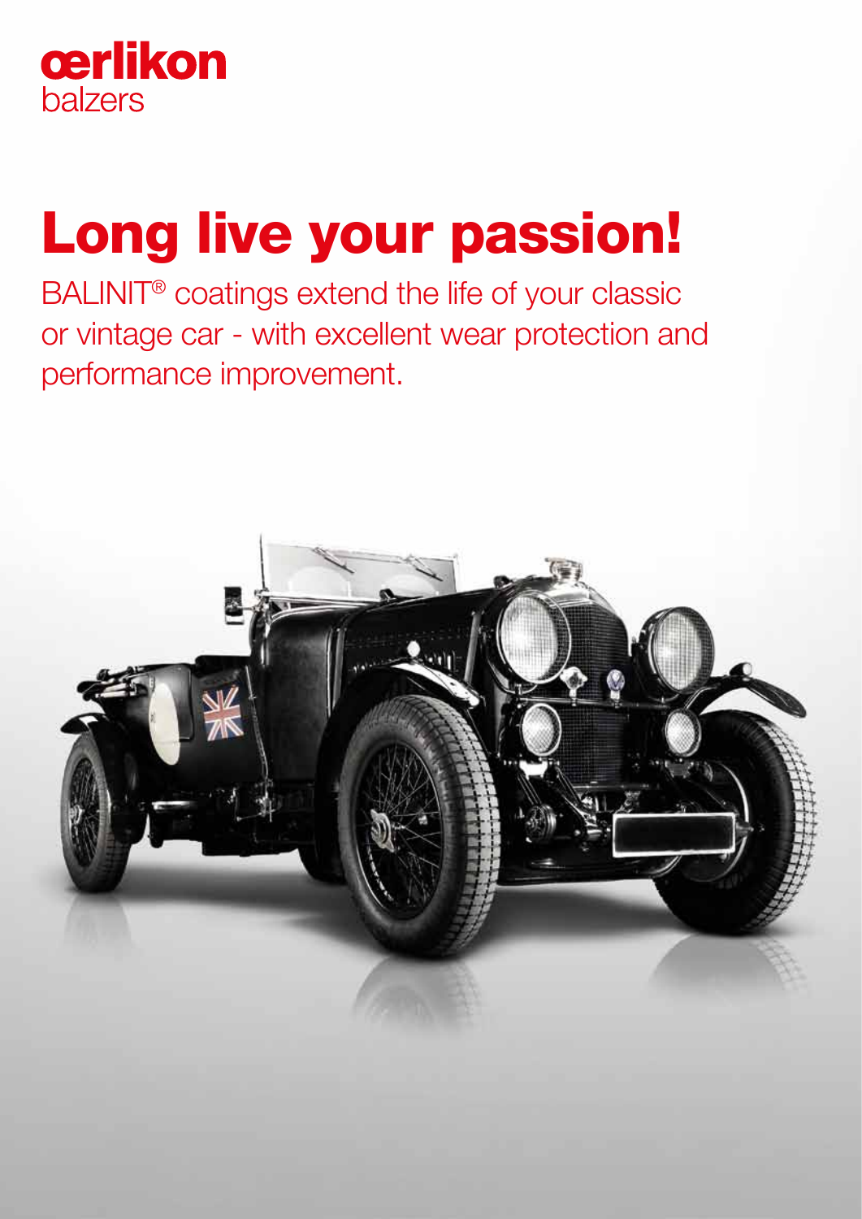oerlikon
balzers

# Long live your passion!

BALINIT® coatings extend the life of your classic or vintage car - with excellent wear protection and performance improvement.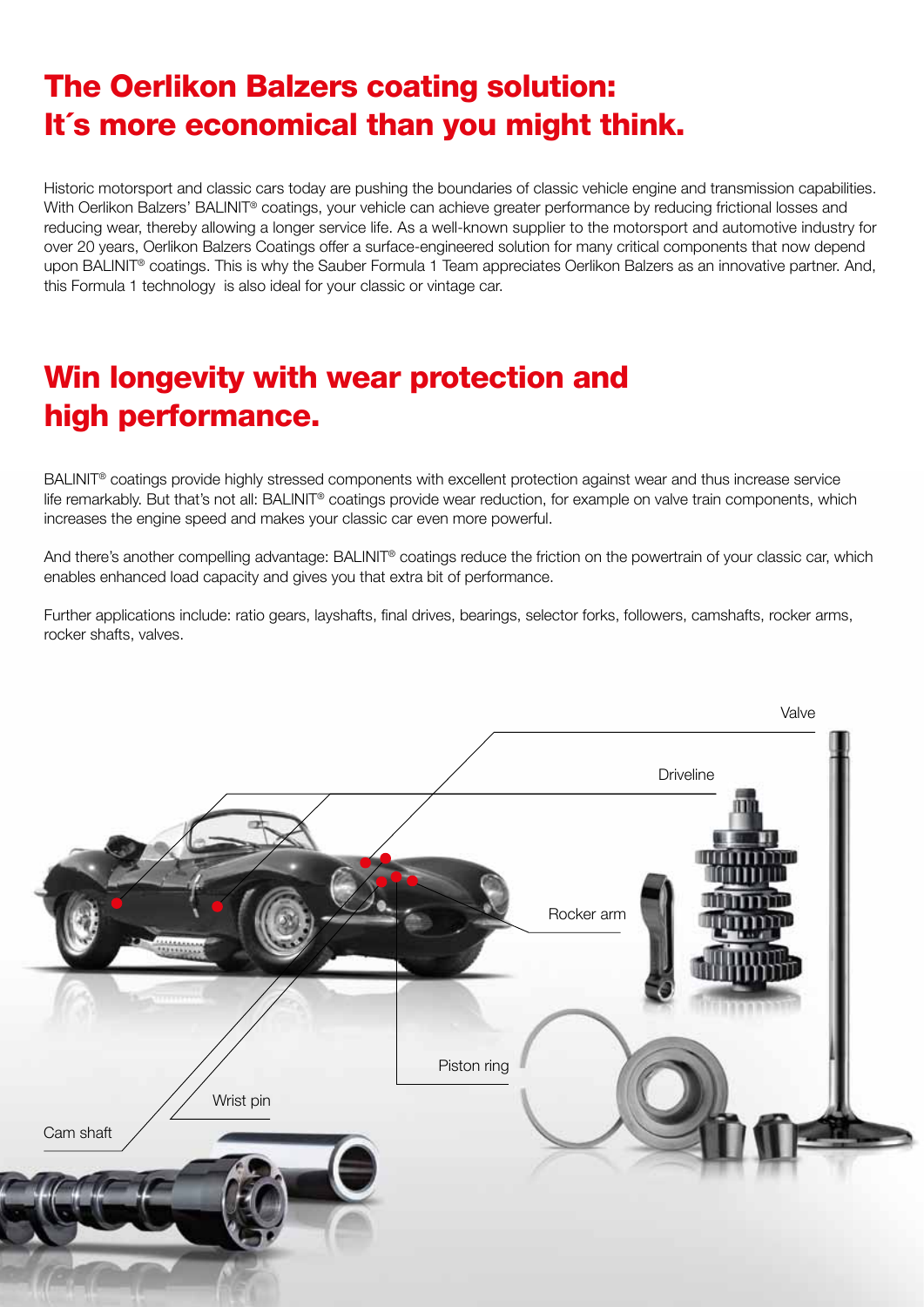## The Oerlikon Balzers coating solution: It´s more economical than you might think.

Historic motorsport and classic cars today are pushing the boundaries of classic vehicle engine and transmission capabilities. With Oerlikon Balzers' BALINIT® coatings, your vehicle can achieve greater performance by reducing frictional losses and reducing wear, thereby allowing a longer service life. As a well-known supplier to the motorsport and automotive industry for over 20 years, Oerlikon Balzers Coatings offer a surface-engineered solution for many critical components that now depend upon BALINIT® coatings. This is why the Sauber Formula 1 Team appreciates Oerlikon Balzers as an innovative partner. And, this Formula 1 technology is also ideal for your classic or vintage car.

## Win longevity with wear protection and high performance.

BALINIT® coatings provide highly stressed components with excellent protection against wear and thus increase service life remarkably. But that's not all: BALINIT® coatings provide wear reduction, for example on valve train components, which increases the engine speed and makes your classic car even more powerful.

And there's another compelling advantage: BALINIT® coatings reduce the friction on the powertrain of your classic car, which enables enhanced load capacity and gives you that extra bit of performance.

Further applications include: ratio gears, layshafts, final drives, bearings, selector forks, followers, camshafts, rocker arms, rocker shafts, valves.

Valve

Driveline

Rocker arm

Piston ring

Wrist pin

Cam shaft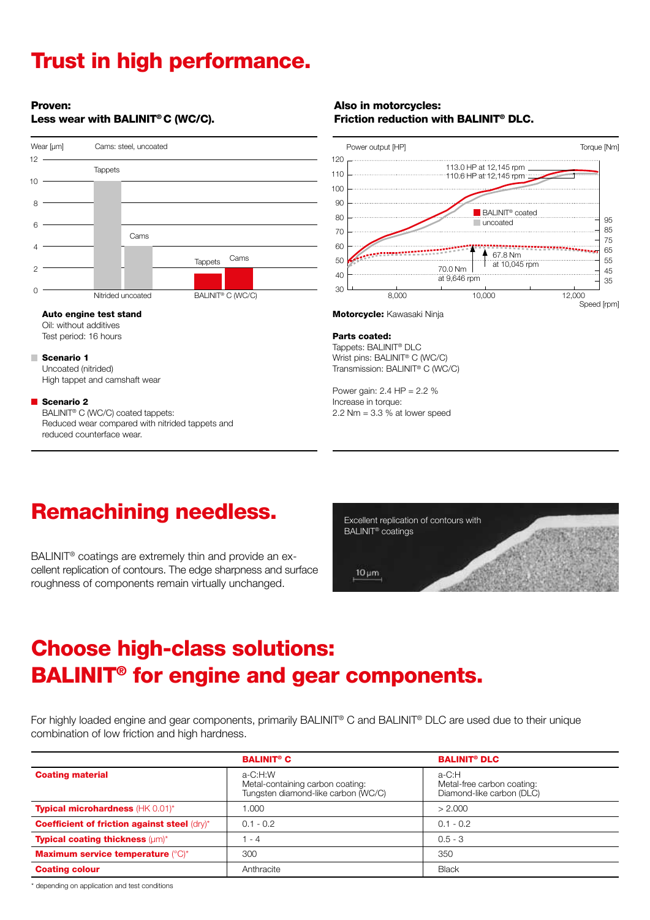# Trust in high performance.

**Proven:**
**Less wear with BALINIT® C (WC/C).**

Wear [µm] — Cams: steel, uncoated

Tappets | Cams | Tappets | Cams

Nitrided uncoated | BALINIT® C (WC/C)

**Auto engine test stand**
Oil: without additives
Test period: 16 hours

**Scenario 1**
Uncoated (nitrided)
High tappet and camshaft wear

**Scenario 2**
BALINIT® C (WC/C) coated tappets:
Reduced wear compared with nitrided tappets and reduced counterface wear.

**Also in motorcycles:**
**Friction reduction with BALINIT® DLC.**

Power output [HP] — Torque [Nm] — Speed [rpm]

113.0 HP at 12,145 rpm
110.6 HP at 12,145 rpm
67.8 Nm at 10,045 rpm
70.0 Nm at 9,646 rpm

BALINIT® coated
uncoated

**Motorcycle:** Kawasaki Ninja

**Parts coated:**
Tappets: BALINIT® DLC
Wrist pins: BALINIT® C (WC/C)
Transmission: BALINIT® C (WC/C)

Power gain: 2.4 HP = 2.2 %
Increase in torque:
2.2 Nm = 3.3 % at lower speed

# Remachining needless.

BALINIT® coatings are extremely thin and provide an excellent replication of contours. The edge sharpness and surface roughness of components remain virtually unchanged.

Excellent replication of contours with BALINIT® coatings

# Choose high-class solutions: BALINIT® for engine and gear components.

For highly loaded engine and gear components, primarily BALINIT® C and BALINIT® DLC are used due to their unique combination of low friction and high hardness.

| | BALINIT® C | BALINIT® DLC |
|---|---|---|
| **Coating material** | a-C:H:W<br>Metal-containing carbon coating:<br>Tungsten diamond-like carbon (WC/C) | a-C:H<br>Metal-free carbon coating:<br>Diamond-like carbon (DLC) |
| **Typical microhardness** (HK 0.01)* | 1.000 | > 2.000 |
| **Coefficient of friction against steel** (dry)* | 0.1 - 0.2 | 0.1 - 0.2 |
| **Typical coating thickness** (µm)* | 1 - 4 | 0.5 - 3 |
| **Maximum service temperature** (°C)* | 300 | 350 |
| **Coating colour** | Anthracite | Black |

\* depending on application and test conditions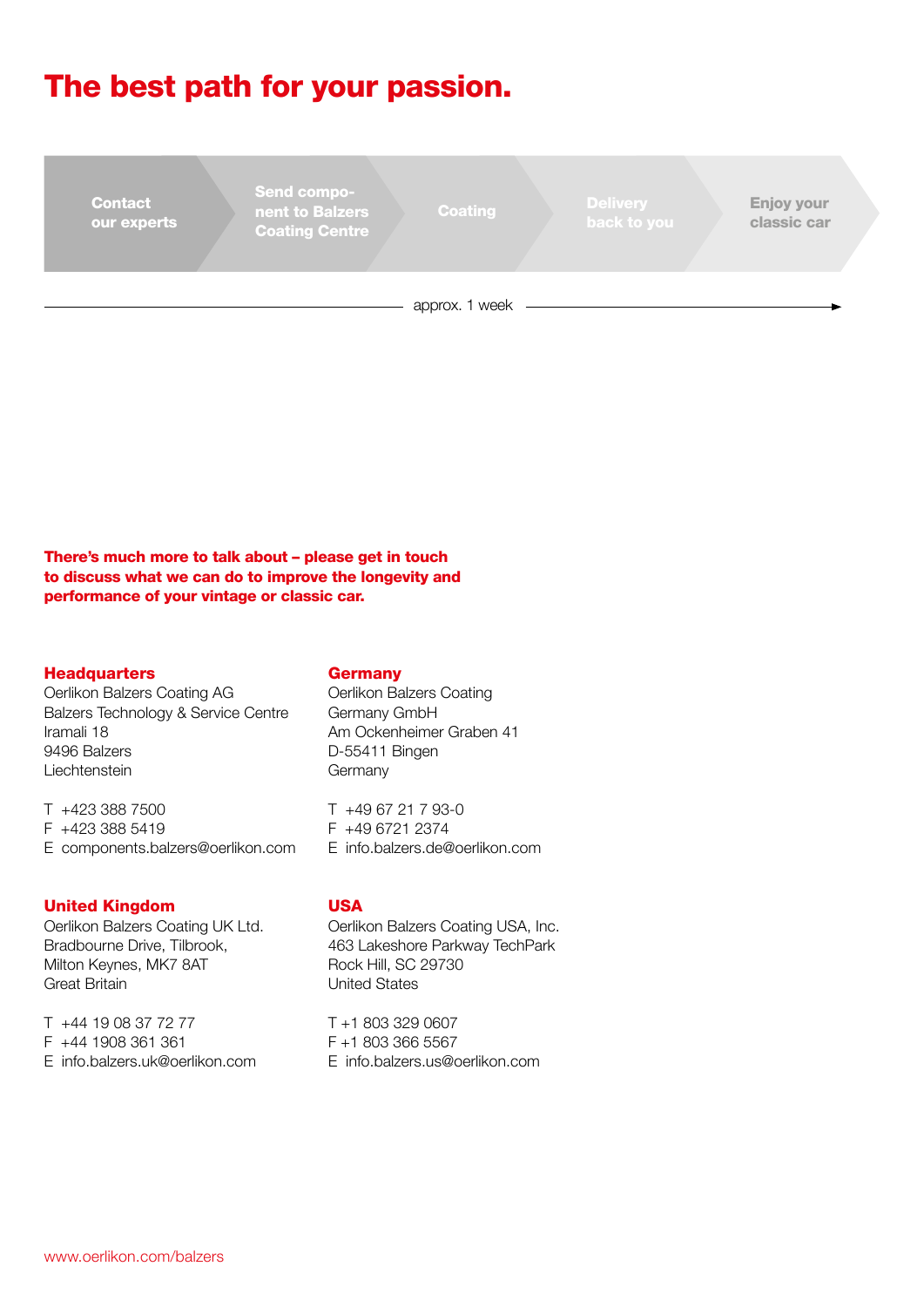# The best path for your passion.

Contact our experts → Send component to Balzers Coating Centre → Coating → Delivery back to you → Enjoy your classic car

approx. 1 week

**There's much more to talk about – please get in touch to discuss what we can do to improve the longevity and performance of your vintage or classic car.**

### Headquarters

Oerlikon Balzers Coating AG
Balzers Technology & Service Centre
Iramali 18
9496 Balzers
Liechtenstein

T +423 388 7500
F +423 388 5419
E components.balzers@oerlikon.com

### Germany

Oerlikon Balzers Coating
Germany GmbH
Am Ockenheimer Graben 41
D-55411 Bingen
Germany

T +49 67 21 7 93-0
F +49 6721 2374
E info.balzers.de@oerlikon.com

### United Kingdom

Oerlikon Balzers Coating UK Ltd.
Bradbourne Drive, Tilbrook,
Milton Keynes, MK7 8AT
Great Britain

T +44 19 08 37 72 77
F +44 1908 361 361
E info.balzers.uk@oerlikon.com

### USA

Oerlikon Balzers Coating USA, Inc.
463 Lakeshore Parkway TechPark
Rock Hill, SC 29730
United States

T +1 803 329 0607
F +1 803 366 5567
E info.balzers.us@oerlikon.com

www.oerlikon.com/balzers